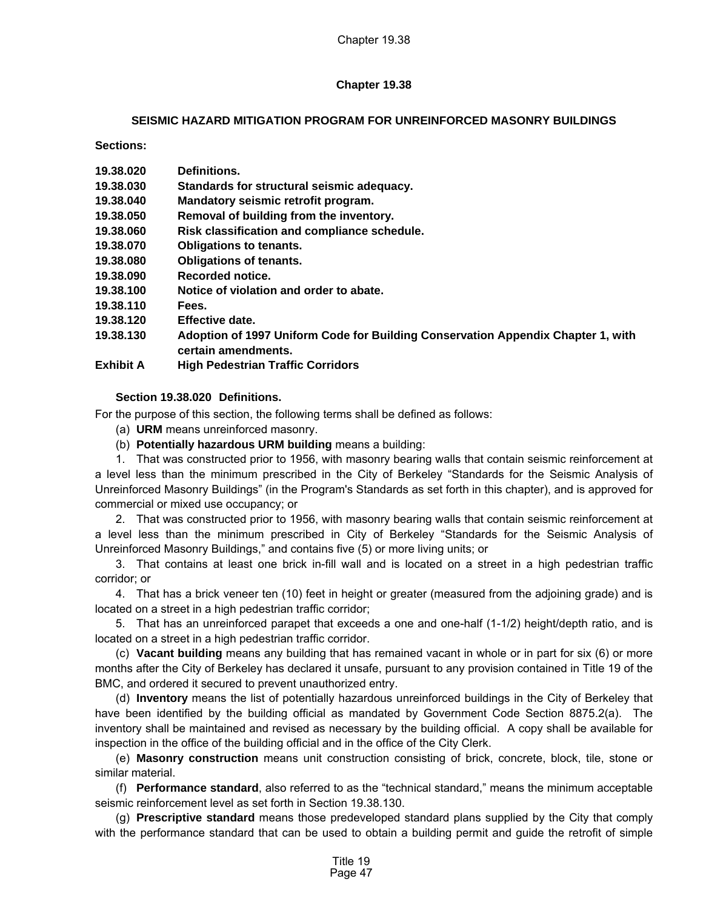# Chapter 19.38

## SEISMIC HAZARD MITIGATION PROGRAM FOR UNREINFORCED MASONRY BUILDINGS

**Sections:**

| | |
|---|---|
| **19.38.020** | **Definitions.** |
| **19.38.030** | **Standards for structural seismic adequacy.** |
| **19.38.040** | **Mandatory seismic retrofit program.** |
| **19.38.050** | **Removal of building from the inventory.** |
| **19.38.060** | **Risk classification and compliance schedule.** |
| **19.38.070** | **Obligations to tenants.** |
| **19.38.080** | **Obligations of tenants.** |
| **19.38.090** | **Recorded notice.** |
| **19.38.100** | **Notice of violation and order to abate.** |
| **19.38.110** | **Fees.** |
| **19.38.120** | **Effective date.** |
| **19.38.130** | **Adoption of 1997 Uniform Code for Building Conservation Appendix Chapter 1, with certain amendments.** |
| **Exhibit A** | **High Pedestrian Traffic Corridors** |

### Section 19.38.020 Definitions.

For the purpose of this section, the following terms shall be defined as follows:

(a) **URM** means unreinforced masonry.

(b) **Potentially hazardous URM building** means a building:

1. That was constructed prior to 1956, with masonry bearing walls that contain seismic reinforcement at a level less than the minimum prescribed in the City of Berkeley "Standards for the Seismic Analysis of Unreinforced Masonry Buildings" (in the Program's Standards as set forth in this chapter), and is approved for commercial or mixed use occupancy; or

2. That was constructed prior to 1956, with masonry bearing walls that contain seismic reinforcement at a level less than the minimum prescribed in City of Berkeley "Standards for the Seismic Analysis of Unreinforced Masonry Buildings," and contains five (5) or more living units; or

3. That contains at least one brick in-fill wall and is located on a street in a high pedestrian traffic corridor; or

4. That has a brick veneer ten (10) feet in height or greater (measured from the adjoining grade) and is located on a street in a high pedestrian traffic corridor;

5. That has an unreinforced parapet that exceeds a one and one-half (1-1/2) height/depth ratio, and is located on a street in a high pedestrian traffic corridor.

(c) **Vacant building** means any building that has remained vacant in whole or in part for six (6) or more months after the City of Berkeley has declared it unsafe, pursuant to any provision contained in Title 19 of the BMC, and ordered it secured to prevent unauthorized entry.

(d) **Inventory** means the list of potentially hazardous unreinforced buildings in the City of Berkeley that have been identified by the building official as mandated by Government Code Section 8875.2(a). The inventory shall be maintained and revised as necessary by the building official. A copy shall be available for inspection in the office of the building official and in the office of the City Clerk.

(e) **Masonry construction** means unit construction consisting of brick, concrete, block, tile, stone or similar material.

(f) **Performance standard**, also referred to as the "technical standard," means the minimum acceptable seismic reinforcement level as set forth in Section 19.38.130.

(g) **Prescriptive standard** means those predeveloped standard plans supplied by the City that comply with the performance standard that can be used to obtain a building permit and guide the retrofit of simple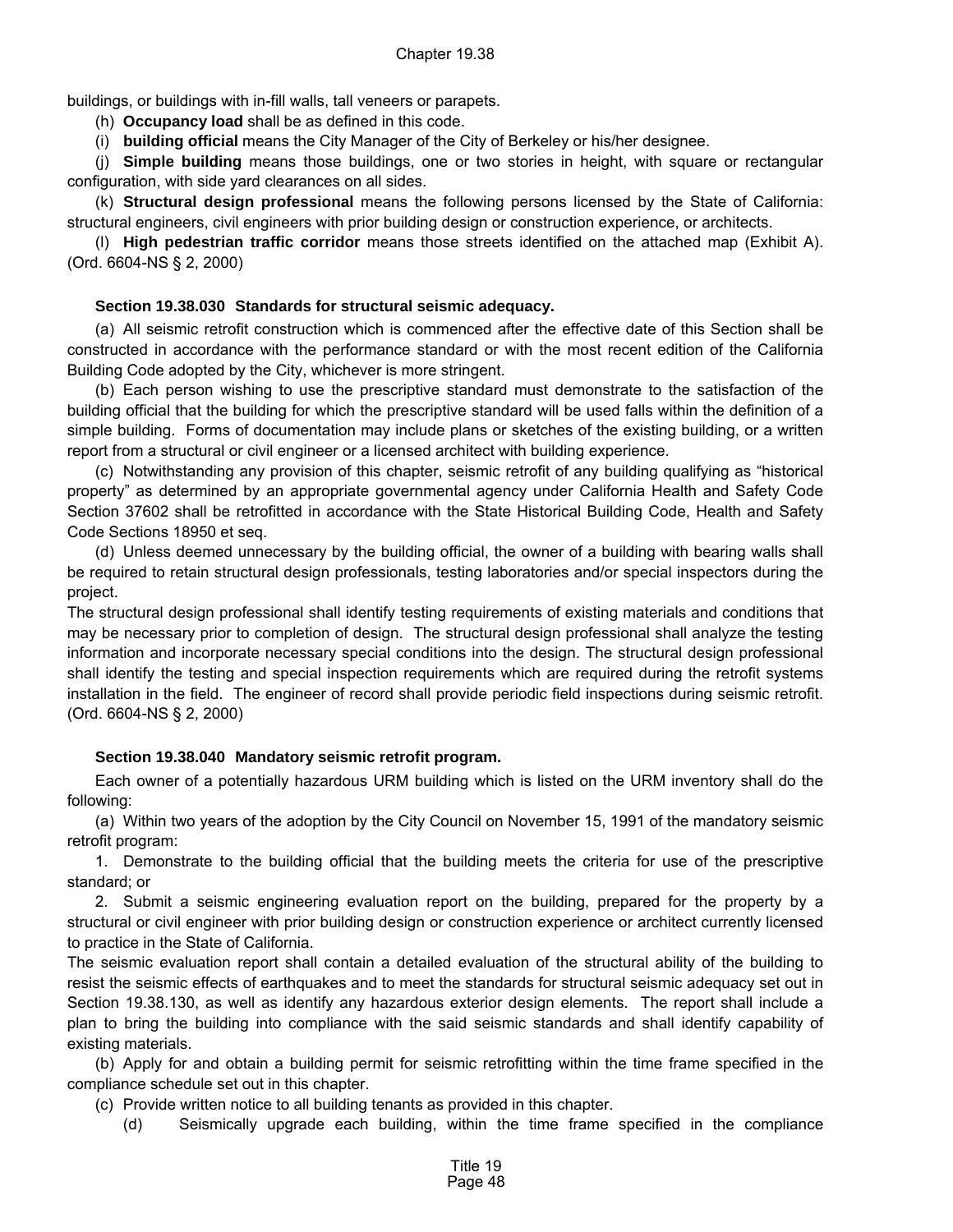buildings, or buildings with in-fill walls, tall veneers or parapets.

(h) **Occupancy load** shall be as defined in this code.

(i) **building official** means the City Manager of the City of Berkeley or his/her designee.

(j) **Simple building** means those buildings, one or two stories in height, with square or rectangular configuration, with side yard clearances on all sides.

(k) **Structural design professional** means the following persons licensed by the State of California: structural engineers, civil engineers with prior building design or construction experience, or architects.

(l) **High pedestrian traffic corridor** means those streets identified on the attached map (Exhibit A). (Ord. 6604-NS § 2, 2000)

### Section 19.38.030 Standards for structural seismic adequacy.

(a) All seismic retrofit construction which is commenced after the effective date of this Section shall be constructed in accordance with the performance standard or with the most recent edition of the California Building Code adopted by the City, whichever is more stringent.

(b) Each person wishing to use the prescriptive standard must demonstrate to the satisfaction of the building official that the building for which the prescriptive standard will be used falls within the definition of a simple building. Forms of documentation may include plans or sketches of the existing building, or a written report from a structural or civil engineer or a licensed architect with building experience.

(c) Notwithstanding any provision of this chapter, seismic retrofit of any building qualifying as "historical property" as determined by an appropriate governmental agency under California Health and Safety Code Section 37602 shall be retrofitted in accordance with the State Historical Building Code, Health and Safety Code Sections 18950 et seq.

(d) Unless deemed unnecessary by the building official, the owner of a building with bearing walls shall be required to retain structural design professionals, testing laboratories and/or special inspectors during the project.

The structural design professional shall identify testing requirements of existing materials and conditions that may be necessary prior to completion of design. The structural design professional shall analyze the testing information and incorporate necessary special conditions into the design. The structural design professional shall identify the testing and special inspection requirements which are required during the retrofit systems installation in the field. The engineer of record shall provide periodic field inspections during seismic retrofit. (Ord. 6604-NS § 2, 2000)

### Section 19.38.040 Mandatory seismic retrofit program.

Each owner of a potentially hazardous URM building which is listed on the URM inventory shall do the following:

(a) Within two years of the adoption by the City Council on November 15, 1991 of the mandatory seismic retrofit program:

1. Demonstrate to the building official that the building meets the criteria for use of the prescriptive standard; or

2. Submit a seismic engineering evaluation report on the building, prepared for the property by a structural or civil engineer with prior building design or construction experience or architect currently licensed to practice in the State of California.

The seismic evaluation report shall contain a detailed evaluation of the structural ability of the building to resist the seismic effects of earthquakes and to meet the standards for structural seismic adequacy set out in Section 19.38.130, as well as identify any hazardous exterior design elements. The report shall include a plan to bring the building into compliance with the said seismic standards and shall identify capability of existing materials.

(b) Apply for and obtain a building permit for seismic retrofitting within the time frame specified in the compliance schedule set out in this chapter.

(c) Provide written notice to all building tenants as provided in this chapter.

(d) Seismically upgrade each building, within the time frame specified in the compliance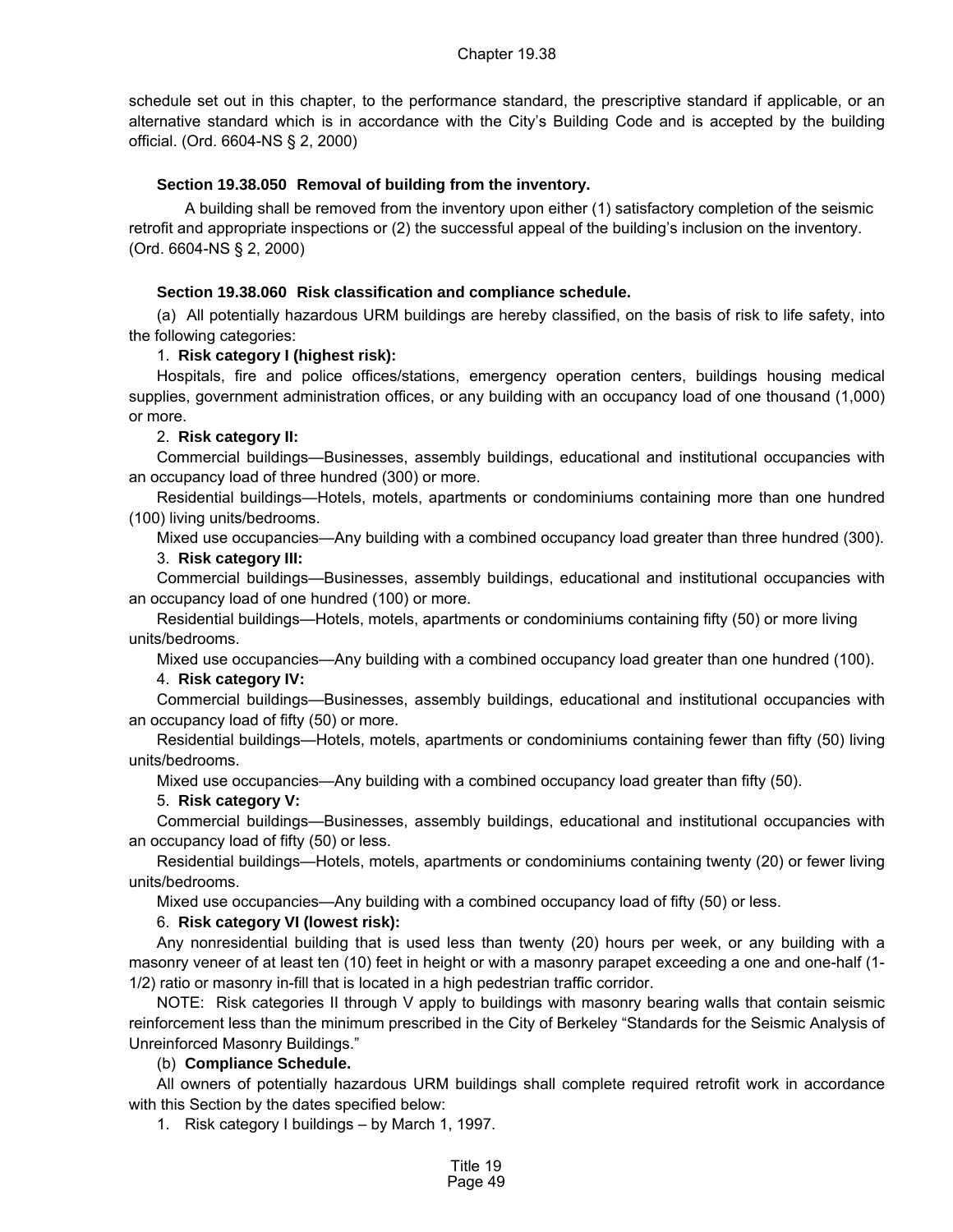schedule set out in this chapter, to the performance standard, the prescriptive standard if applicable, or an alternative standard which is in accordance with the City's Building Code and is accepted by the building official. (Ord. 6604-NS § 2, 2000)

### Section 19.38.050 Removal of building from the inventory.

A building shall be removed from the inventory upon either (1) satisfactory completion of the seismic retrofit and appropriate inspections or (2) the successful appeal of the building's inclusion on the inventory. (Ord. 6604-NS § 2, 2000)

### Section 19.38.060 Risk classification and compliance schedule.

(a) All potentially hazardous URM buildings are hereby classified, on the basis of risk to life safety, into the following categories:

1. **Risk category I (highest risk):**

Hospitals, fire and police offices/stations, emergency operation centers, buildings housing medical supplies, government administration offices, or any building with an occupancy load of one thousand (1,000) or more.

2. **Risk category II:**

Commercial buildings—Businesses, assembly buildings, educational and institutional occupancies with an occupancy load of three hundred (300) or more.

Residential buildings—Hotels, motels, apartments or condominiums containing more than one hundred (100) living units/bedrooms.

Mixed use occupancies—Any building with a combined occupancy load greater than three hundred (300).

3. **Risk category III:**

Commercial buildings—Businesses, assembly buildings, educational and institutional occupancies with an occupancy load of one hundred (100) or more.

Residential buildings—Hotels, motels, apartments or condominiums containing fifty (50) or more living units/bedrooms.

Mixed use occupancies—Any building with a combined occupancy load greater than one hundred (100).

4. **Risk category IV:**

Commercial buildings—Businesses, assembly buildings, educational and institutional occupancies with an occupancy load of fifty (50) or more.

Residential buildings—Hotels, motels, apartments or condominiums containing fewer than fifty (50) living units/bedrooms.

Mixed use occupancies—Any building with a combined occupancy load greater than fifty (50).

5. **Risk category V:**

Commercial buildings—Businesses, assembly buildings, educational and institutional occupancies with an occupancy load of fifty (50) or less.

Residential buildings—Hotels, motels, apartments or condominiums containing twenty (20) or fewer living units/bedrooms.

Mixed use occupancies—Any building with a combined occupancy load of fifty (50) or less.

6. **Risk category VI (lowest risk):**

Any nonresidential building that is used less than twenty (20) hours per week, or any building with a masonry veneer of at least ten (10) feet in height or with a masonry parapet exceeding a one and one-half (1-1/2) ratio or masonry in-fill that is located in a high pedestrian traffic corridor.

NOTE: Risk categories II through V apply to buildings with masonry bearing walls that contain seismic reinforcement less than the minimum prescribed in the City of Berkeley "Standards for the Seismic Analysis of Unreinforced Masonry Buildings."

(b) **Compliance Schedule.**

All owners of potentially hazardous URM buildings shall complete required retrofit work in accordance with this Section by the dates specified below:

1. Risk category I buildings – by March 1, 1997.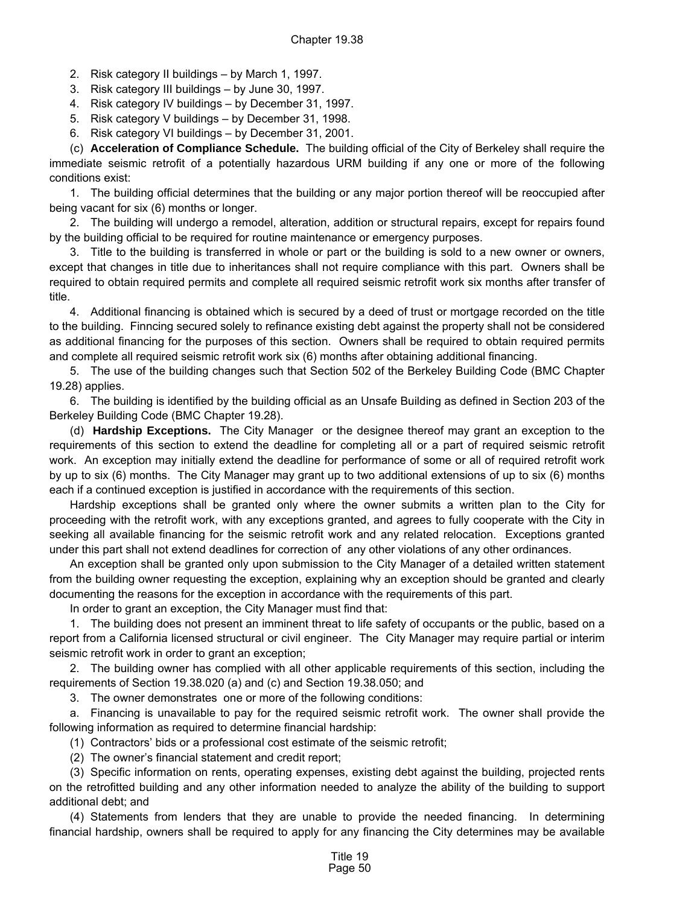2. Risk category II buildings – by March 1, 1997.

3. Risk category III buildings – by June 30, 1997.

4. Risk category IV buildings – by December 31, 1997.

5. Risk category V buildings – by December 31, 1998.

6. Risk category VI buildings – by December 31, 2001.

(c) **Acceleration of Compliance Schedule.** The building official of the City of Berkeley shall require the immediate seismic retrofit of a potentially hazardous URM building if any one or more of the following conditions exist:

1. The building official determines that the building or any major portion thereof will be reoccupied after being vacant for six (6) months or longer.

2. The building will undergo a remodel, alteration, addition or structural repairs, except for repairs found by the building official to be required for routine maintenance or emergency purposes.

3. Title to the building is transferred in whole or part or the building is sold to a new owner or owners, except that changes in title due to inheritances shall not require compliance with this part. Owners shall be required to obtain required permits and complete all required seismic retrofit work six months after transfer of title.

4. Additional financing is obtained which is secured by a deed of trust or mortgage recorded on the title to the building. Finncing secured solely to refinance existing debt against the property shall not be considered as additional financing for the purposes of this section. Owners shall be required to obtain required permits and complete all required seismic retrofit work six (6) months after obtaining additional financing.

5. The use of the building changes such that Section 502 of the Berkeley Building Code (BMC Chapter 19.28) applies.

6. The building is identified by the building official as an Unsafe Building as defined in Section 203 of the Berkeley Building Code (BMC Chapter 19.28).

(d) **Hardship Exceptions.** The City Manager or the designee thereof may grant an exception to the requirements of this section to extend the deadline for completing all or a part of required seismic retrofit work. An exception may initially extend the deadline for performance of some or all of required retrofit work by up to six (6) months. The City Manager may grant up to two additional extensions of up to six (6) months each if a continued exception is justified in accordance with the requirements of this section.

Hardship exceptions shall be granted only where the owner submits a written plan to the City for proceeding with the retrofit work, with any exceptions granted, and agrees to fully cooperate with the City in seeking all available financing for the seismic retrofit work and any related relocation. Exceptions granted under this part shall not extend deadlines for correction of any other violations of any other ordinances.

An exception shall be granted only upon submission to the City Manager of a detailed written statement from the building owner requesting the exception, explaining why an exception should be granted and clearly documenting the reasons for the exception in accordance with the requirements of this part.

In order to grant an exception, the City Manager must find that:

1. The building does not present an imminent threat to life safety of occupants or the public, based on a report from a California licensed structural or civil engineer. The City Manager may require partial or interim seismic retrofit work in order to grant an exception;

2. The building owner has complied with all other applicable requirements of this section, including the requirements of Section 19.38.020 (a) and (c) and Section 19.38.050; and

3. The owner demonstrates one or more of the following conditions:

a. Financing is unavailable to pay for the required seismic retrofit work. The owner shall provide the following information as required to determine financial hardship:

(1) Contractors' bids or a professional cost estimate of the seismic retrofit;

(2) The owner's financial statement and credit report;

(3) Specific information on rents, operating expenses, existing debt against the building, projected rents on the retrofitted building and any other information needed to analyze the ability of the building to support additional debt; and

(4) Statements from lenders that they are unable to provide the needed financing. In determining financial hardship, owners shall be required to apply for any financing the City determines may be available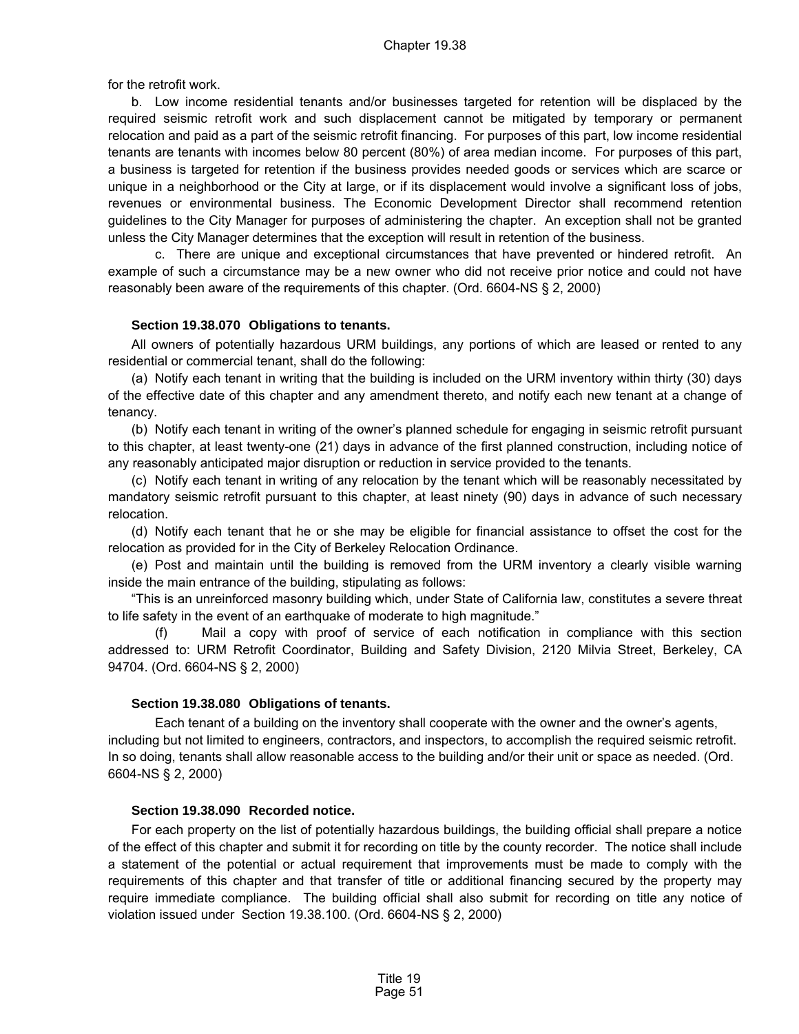for the retrofit work.

b. Low income residential tenants and/or businesses targeted for retention will be displaced by the required seismic retrofit work and such displacement cannot be mitigated by temporary or permanent relocation and paid as a part of the seismic retrofit financing. For purposes of this part, low income residential tenants are tenants with incomes below 80 percent (80%) of area median income. For purposes of this part, a business is targeted for retention if the business provides needed goods or services which are scarce or unique in a neighborhood or the City at large, or if its displacement would involve a significant loss of jobs, revenues or environmental business. The Economic Development Director shall recommend retention guidelines to the City Manager for purposes of administering the chapter. An exception shall not be granted unless the City Manager determines that the exception will result in retention of the business.

c. There are unique and exceptional circumstances that have prevented or hindered retrofit. An example of such a circumstance may be a new owner who did not receive prior notice and could not have reasonably been aware of the requirements of this chapter. (Ord. 6604-NS § 2, 2000)

### Section 19.38.070 Obligations to tenants.

All owners of potentially hazardous URM buildings, any portions of which are leased or rented to any residential or commercial tenant, shall do the following:

(a) Notify each tenant in writing that the building is included on the URM inventory within thirty (30) days of the effective date of this chapter and any amendment thereto, and notify each new tenant at a change of tenancy.

(b) Notify each tenant in writing of the owner's planned schedule for engaging in seismic retrofit pursuant to this chapter, at least twenty-one (21) days in advance of the first planned construction, including notice of any reasonably anticipated major disruption or reduction in service provided to the tenants.

(c) Notify each tenant in writing of any relocation by the tenant which will be reasonably necessitated by mandatory seismic retrofit pursuant to this chapter, at least ninety (90) days in advance of such necessary relocation.

(d) Notify each tenant that he or she may be eligible for financial assistance to offset the cost for the relocation as provided for in the City of Berkeley Relocation Ordinance.

(e) Post and maintain until the building is removed from the URM inventory a clearly visible warning inside the main entrance of the building, stipulating as follows:

"This is an unreinforced masonry building which, under State of California law, constitutes a severe threat to life safety in the event of an earthquake of moderate to high magnitude."

(f) Mail a copy with proof of service of each notification in compliance with this section addressed to: URM Retrofit Coordinator, Building and Safety Division, 2120 Milvia Street, Berkeley, CA 94704. (Ord. 6604-NS § 2, 2000)

### Section 19.38.080 Obligations of tenants.

Each tenant of a building on the inventory shall cooperate with the owner and the owner's agents, including but not limited to engineers, contractors, and inspectors, to accomplish the required seismic retrofit. In so doing, tenants shall allow reasonable access to the building and/or their unit or space as needed. (Ord. 6604-NS § 2, 2000)

### Section 19.38.090 Recorded notice.

For each property on the list of potentially hazardous buildings, the building official shall prepare a notice of the effect of this chapter and submit it for recording on title by the county recorder. The notice shall include a statement of the potential or actual requirement that improvements must be made to comply with the requirements of this chapter and that transfer of title or additional financing secured by the property may require immediate compliance. The building official shall also submit for recording on title any notice of violation issued under Section 19.38.100. (Ord. 6604-NS § 2, 2000)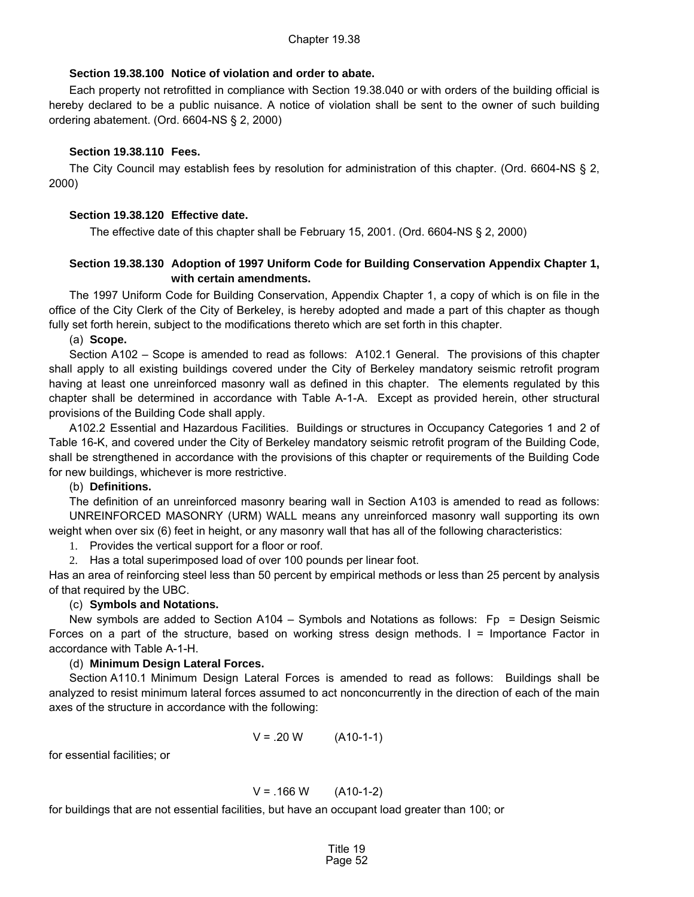### Section 19.38.100 Notice of violation and order to abate.

Each property not retrofitted in compliance with Section 19.38.040 or with orders of the building official is hereby declared to be a public nuisance. A notice of violation shall be sent to the owner of such building ordering abatement. (Ord. 6604-NS § 2, 2000)

### Section 19.38.110 Fees.

The City Council may establish fees by resolution for administration of this chapter. (Ord. 6604-NS § 2, 2000)

### Section 19.38.120 Effective date.

The effective date of this chapter shall be February 15, 2001. (Ord. 6604-NS § 2, 2000)

### Section 19.38.130 Adoption of 1997 Uniform Code for Building Conservation Appendix Chapter 1, with certain amendments.

The 1997 Uniform Code for Building Conservation, Appendix Chapter 1, a copy of which is on file in the office of the City Clerk of the City of Berkeley, is hereby adopted and made a part of this chapter as though fully set forth herein, subject to the modifications thereto which are set forth in this chapter.

(a) **Scope.**

Section A102 – Scope is amended to read as follows: A102.1 General. The provisions of this chapter shall apply to all existing buildings covered under the City of Berkeley mandatory seismic retrofit program having at least one unreinforced masonry wall as defined in this chapter. The elements regulated by this chapter shall be determined in accordance with Table A-1-A. Except as provided herein, other structural provisions of the Building Code shall apply.

A102.2 Essential and Hazardous Facilities. Buildings or structures in Occupancy Categories 1 and 2 of Table 16-K, and covered under the City of Berkeley mandatory seismic retrofit program of the Building Code, shall be strengthened in accordance with the provisions of this chapter or requirements of the Building Code for new buildings, whichever is more restrictive.

(b) **Definitions.**

The definition of an unreinforced masonry bearing wall in Section A103 is amended to read as follows: UNREINFORCED MASONRY (URM) WALL means any unreinforced masonry wall supporting its own weight when over six (6) feet in height, or any masonry wall that has all of the following characteristics:

1. Provides the vertical support for a floor or roof.
2. Has a total superimposed load of over 100 pounds per linear foot.

Has an area of reinforcing steel less than 50 percent by empirical methods or less than 25 percent by analysis of that required by the UBC.

(c) **Symbols and Notations.**

New symbols are added to Section A104 – Symbols and Notations as follows: $F_p$ = Design Seismic Forces on a part of the structure, based on working stress design methods. I = Importance Factor in accordance with Table A-1-H.

(d) **Minimum Design Lateral Forces.**

Section A110.1 Minimum Design Lateral Forces is amended to read as follows: Buildings shall be analyzed to resist minimum lateral forces assumed to act nonconcurrently in the direction of each of the main axes of the structure in accordance with the following:

$$V = .20\ W \qquad \text{(A10-1-1)}$$

for essential facilities; or

$$V = .166\ W \qquad \text{(A10-1-2)}$$

for buildings that are not essential facilities, but have an occupant load greater than 100; or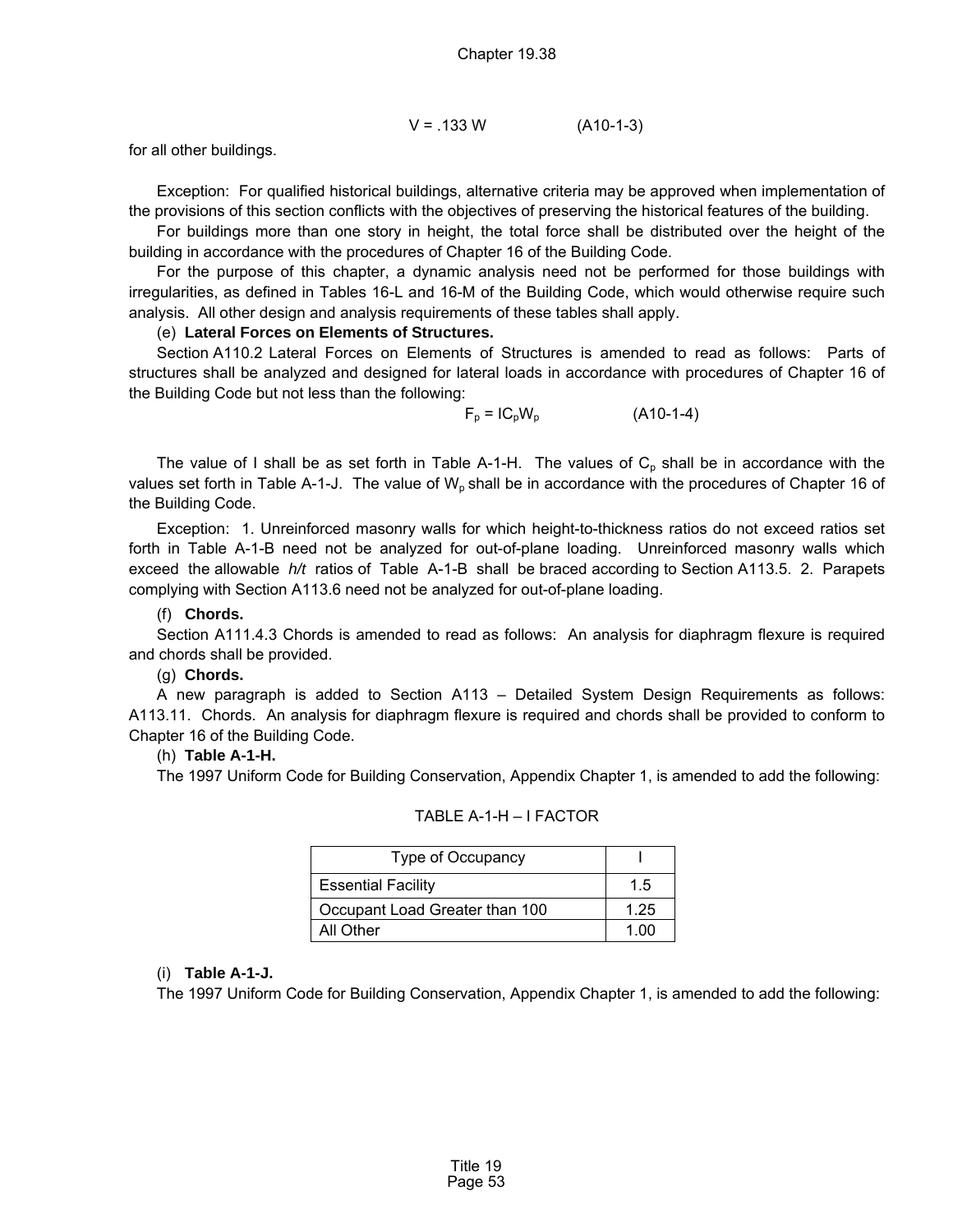$$V = .133\,W \qquad \text{(A10-1-3)}$$

for all other buildings.

Exception: For qualified historical buildings, alternative criteria may be approved when implementation of the provisions of this section conflicts with the objectives of preserving the historical features of the building.

For buildings more than one story in height, the total force shall be distributed over the height of the building in accordance with the procedures of Chapter 16 of the Building Code.

For the purpose of this chapter, a dynamic analysis need not be performed for those buildings with irregularities, as defined in Tables 16-L and 16-M of the Building Code, which would otherwise require such analysis. All other design and analysis requirements of these tables shall apply.

(e) **Lateral Forces on Elements of Structures.**

Section A110.2 Lateral Forces on Elements of Structures is amended to read as follows: Parts of structures shall be analyzed and designed for lateral loads in accordance with procedures of Chapter 16 of the Building Code but not less than the following:

$$F_p = IC_pW_p \qquad \text{(A10-1-4)}$$

The value of I shall be as set forth in Table A-1-H. The values of $C_p$ shall be in accordance with the values set forth in Table A-1-J. The value of $W_p$ shall be in accordance with the procedures of Chapter 16 of the Building Code.

Exception: 1. Unreinforced masonry walls for which height-to-thickness ratios do not exceed ratios set forth in Table A-1-B need not be analyzed for out-of-plane loading. Unreinforced masonry walls which exceed the allowable *h/t* ratios of Table A-1-B shall be braced according to Section A113.5. 2. Parapets complying with Section A113.6 need not be analyzed for out-of-plane loading.

(f) **Chords.**

Section A111.4.3 Chords is amended to read as follows: An analysis for diaphragm flexure is required and chords shall be provided.

(g) **Chords.**

A new paragraph is added to Section A113 – Detailed System Design Requirements as follows: A113.11. Chords. An analysis for diaphragm flexure is required and chords shall be provided to conform to Chapter 16 of the Building Code.

(h) **Table A-1-H.**

The 1997 Uniform Code for Building Conservation, Appendix Chapter 1, is amended to add the following:

TABLE A-1-H – I FACTOR

| Type of Occupancy | I |
|---|---|
| Essential Facility | 1.5 |
| Occupant Load Greater than 100 | 1.25 |
| All Other | 1.00 |

(i) **Table A-1-J.**

The 1997 Uniform Code for Building Conservation, Appendix Chapter 1, is amended to add the following: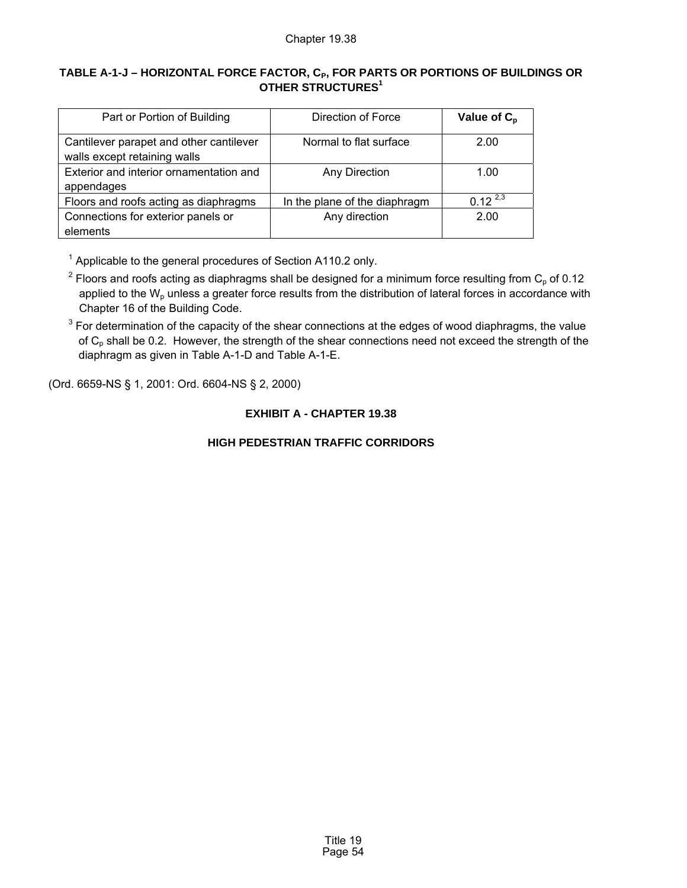### TABLE A-1-J – HORIZONTAL FORCE FACTOR, $C_P$, FOR PARTS OR PORTIONS OF BUILDINGS OR OTHER STRUCTURES[1]

| Part or Portion of Building | Direction of Force | **Value of $C_p$** |
|---|---|---|
| Cantilever parapet and other cantilever walls except retaining walls | Normal to flat surface | 2.00 |
| Exterior and interior ornamentation and appendages | Any Direction | 1.00 |
| Floors and roofs acting as diaphragms | In the plane of the diaphragm | 0.12 [2,3] |
| Connections for exterior panels or elements | Any direction | 2.00 |

[1] Applicable to the general procedures of Section A110.2 only.

[2] Floors and roofs acting as diaphragms shall be designed for a minimum force resulting from $C_p$ of 0.12 applied to the $W_p$ unless a greater force results from the distribution of lateral forces in accordance with Chapter 16 of the Building Code.

[3] For determination of the capacity of the shear connections at the edges of wood diaphragms, the value of $C_p$ shall be 0.2. However, the strength of the shear connections need not exceed the strength of the diaphragm as given in Table A-1-D and Table A-1-E.

(Ord. 6659-NS § 1, 2001: Ord. 6604-NS § 2, 2000)

## EXHIBIT A - CHAPTER 19.38

## HIGH PEDESTRIAN TRAFFIC CORRIDORS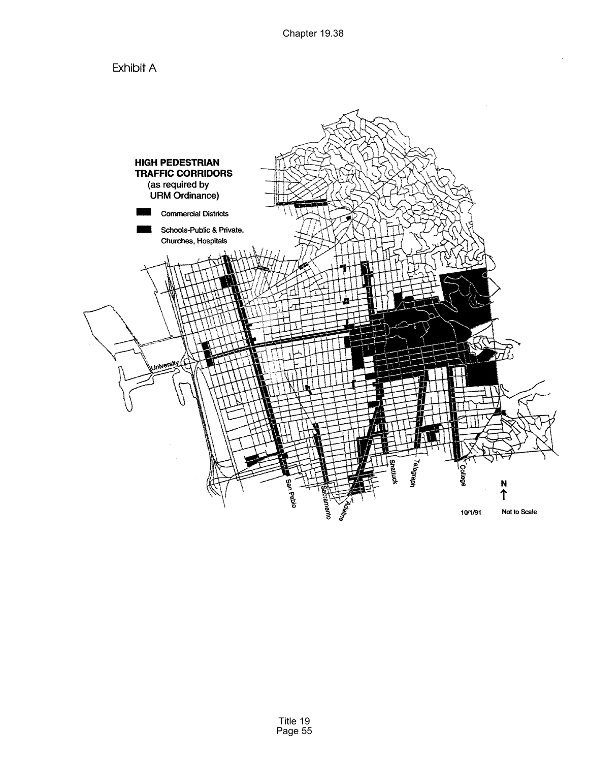Exhibit A

**HIGH PEDESTRIAN TRAFFIC CORRIDORS**
(as required by URM Ordinance)

Commercial Districts

Schools-Public & Private, Churches, Hospitals

University

San Pablo

Sacramento

Adeline

Shattuck

Telegraph

College

N

10/1/91

Not to Scale